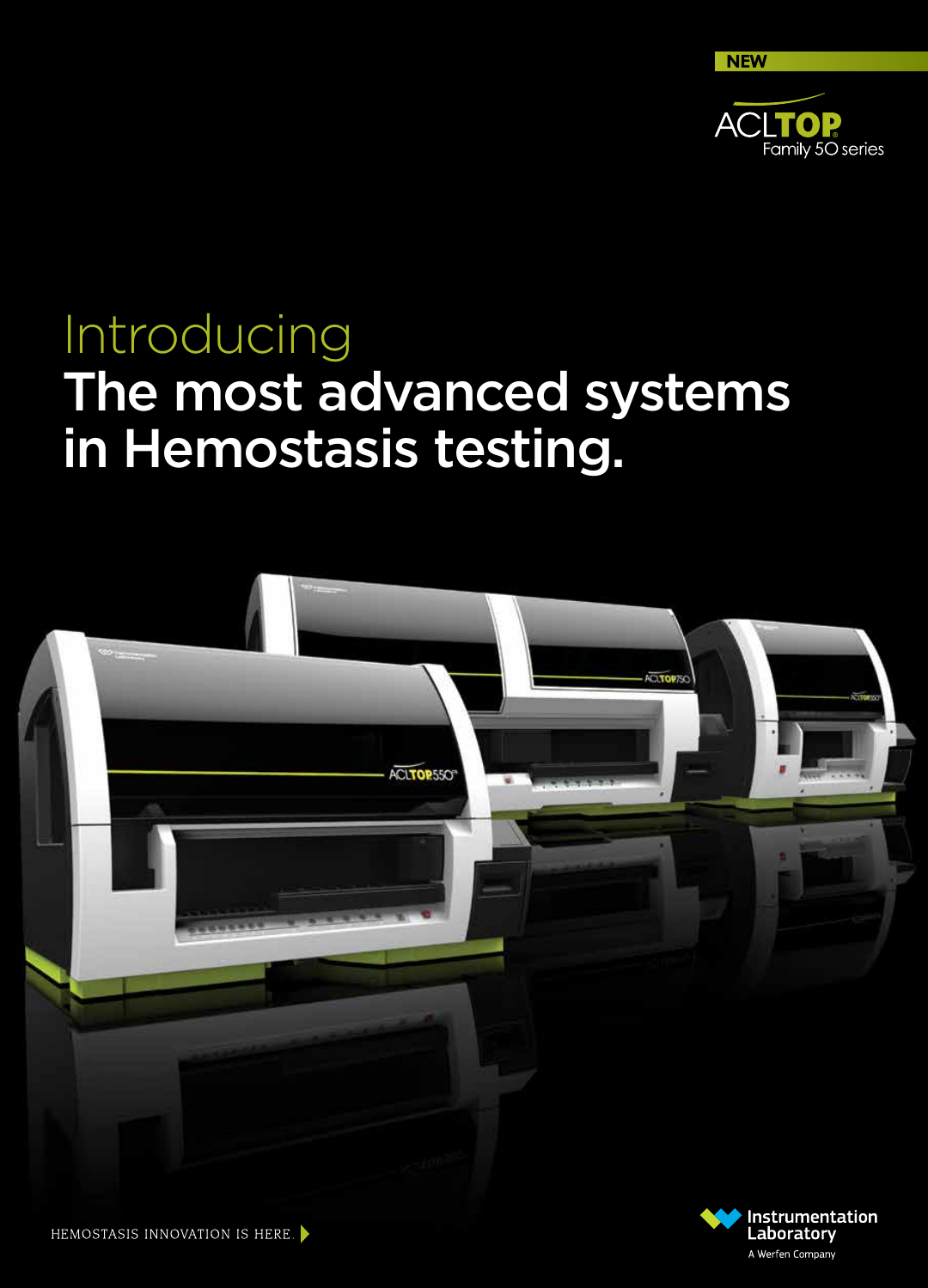NEW

ACL TOP® Family 50 series

# Introducing
# The most advanced systems in Hemostasis testing.

HEMOSTASIS INNOVATION IS HERE.

Instrumentation Laboratory
A Werfen Company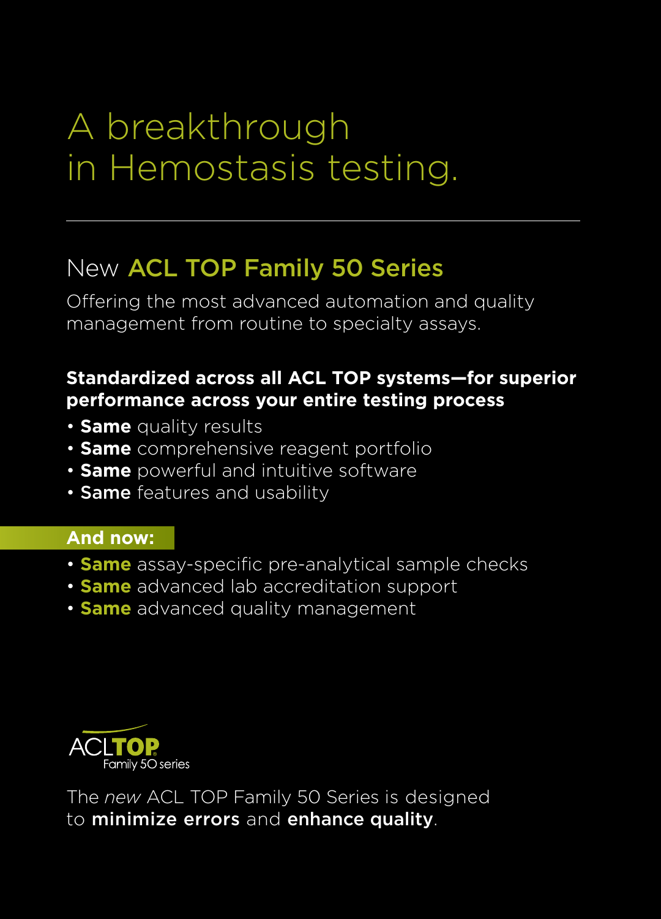# A breakthrough in Hemostasis testing.

---

## New **ACL TOP Family 50 Series**

Offering the most advanced automation and quality management from routine to specialty assays.

**Standardized across all ACL TOP systems—for superior performance across your entire testing process**

- **Same** quality results
- **Same** comprehensive reagent portfolio
- **Same** powerful and intuitive software
- **Same** features and usability

**And now:**

- **Same** assay-specific pre-analytical sample checks
- **Same** advanced lab accreditation support
- **Same** advanced quality management

ACLTOP Family 50 series

The *new* ACL TOP Family 50 Series is designed to **minimize errors** and **enhance quality**.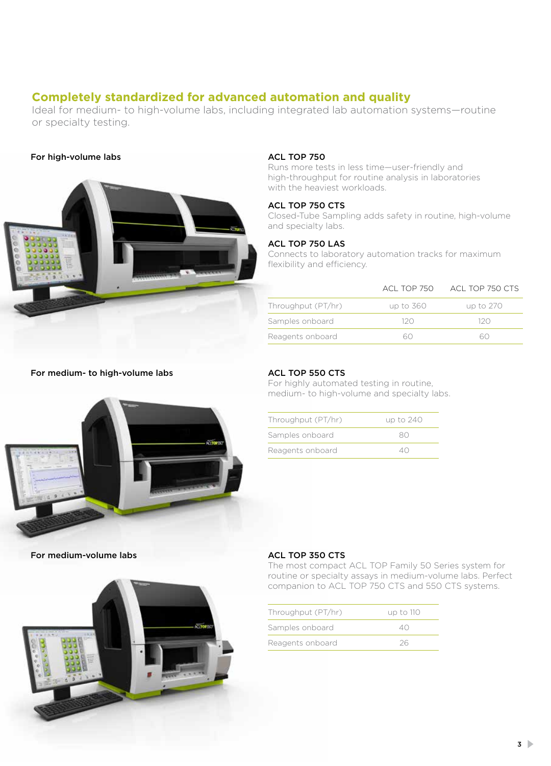## Completely standardized for advanced automation and quality

Ideal for medium- to high-volume labs, including integrated lab automation systems—routine or specialty testing.

### For high-volume labs

**ACL TOP 750**

Runs more tests in less time—user-friendly and high-throughput for routine analysis in laboratories with the heaviest workloads.

**ACL TOP 750 CTS**

Closed-Tube Sampling adds safety in routine, high-volume and specialty labs.

**ACL TOP 750 LAS**

Connects to laboratory automation tracks for maximum flexibility and efficiency.

| | ACL TOP 750 | ACL TOP 750 CTS |
|---|---|---|
| Throughput (PT/hr) | up to 360 | up to 270 |
| Samples onboard | 120 | 120 |
| Reagents onboard | 60 | 60 |

### For medium- to high-volume labs

**ACL TOP 550 CTS**

For highly automated testing in routine, medium- to high-volume and specialty labs.

| | |
|---|---|
| Throughput (PT/hr) | up to 240 |
| Samples onboard | 80 |
| Reagents onboard | 40 |

### For medium-volume labs

**ACL TOP 350 CTS**

The most compact ACL TOP Family 50 Series system for routine or specialty assays in medium-volume labs. Perfect companion to ACL TOP 750 CTS and 550 CTS systems.

| | |
|---|---|
| Throughput (PT/hr) | up to 110 |
| Samples onboard | 40 |
| Reagents onboard | 26 |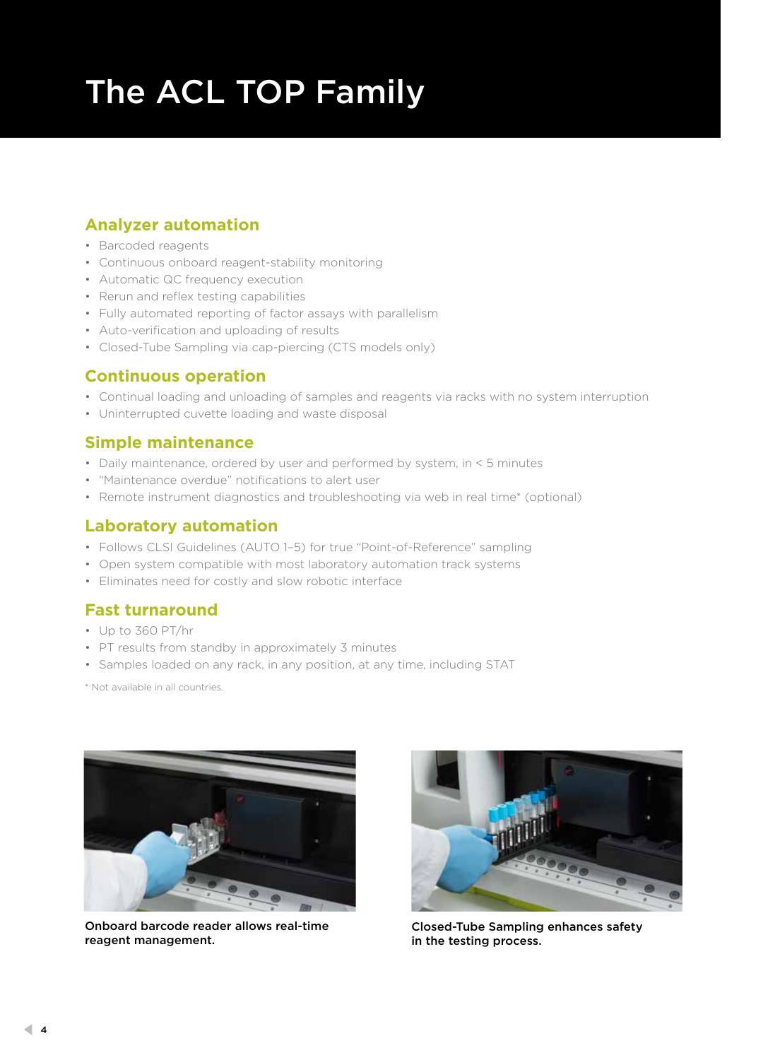# The ACL TOP Family

## Analyzer automation

- Barcoded reagents
- Continuous onboard reagent-stability monitoring
- Automatic QC frequency execution
- Rerun and reflex testing capabilities
- Fully automated reporting of factor assays with parallelism
- Auto-verification and uploading of results
- Closed-Tube Sampling via cap-piercing (CTS models only)

## Continuous operation

- Continual loading and unloading of samples and reagents via racks with no system interruption
- Uninterrupted cuvette loading and waste disposal

## Simple maintenance

- Daily maintenance, ordered by user and performed by system, in < 5 minutes
- "Maintenance overdue" notifications to alert user
- Remote instrument diagnostics and troubleshooting via web in real time* (optional)

## Laboratory automation

- Follows CLSI Guidelines (AUTO 1–5) for true "Point-of-Reference" sampling
- Open system compatible with most laboratory automation track systems
- Eliminates need for costly and slow robotic interface

## Fast turnaround

- Up to 360 PT/hr
- PT results from standby in approximately 3 minutes
- Samples loaded on any rack, in any position, at any time, including STAT

* Not available in all countries.

**Onboard barcode reader allows real-time reagent management.**

**Closed-Tube Sampling enhances safety in the testing process.**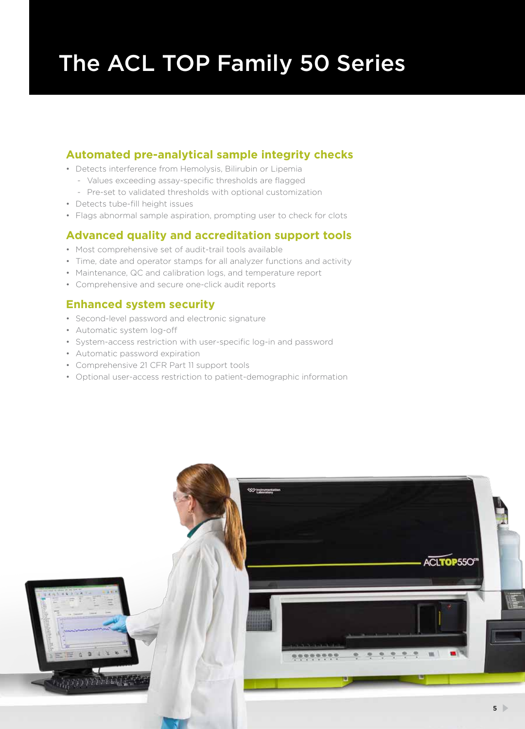# The ACL TOP Family 50 Series

## Automated pre-analytical sample integrity checks

- Detects interference from Hemolysis, Bilirubin or Lipemia
  - Values exceeding assay-specific thresholds are flagged
  - Pre-set to validated thresholds with optional customization
- Detects tube-fill height issues
- Flags abnormal sample aspiration, prompting user to check for clots

## Advanced quality and accreditation support tools

- Most comprehensive set of audit-trail tools available
- Time, date and operator stamps for all analyzer functions and activity
- Maintenance, QC and calibration logs, and temperature report
- Comprehensive and secure one-click audit reports

## Enhanced system security

- Second-level password and electronic signature
- Automatic system log-off
- System-access restriction with user-specific log-in and password
- Automatic password expiration
- Comprehensive 21 CFR Part 11 support tools
- Optional user-access restriction to patient-demographic information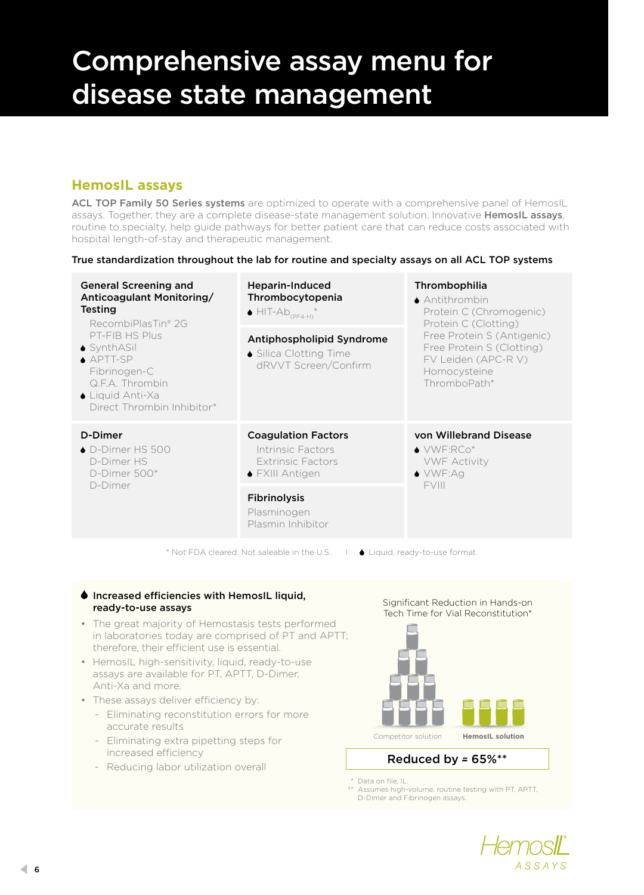# Comprehensive assay menu for disease state management

## HemosIL assays

**ACL TOP Family 50 Series systems** are optimized to operate with a comprehensive panel of HemosIL assays. Together, they are a complete disease-state management solution. Innovative **HemosIL assays**, routine to specialty, help guide pathways for better patient care that can reduce costs associated with hospital length-of-stay and therapeutic management.

**True standardization throughout the lab for routine and specialty assays on all ACL TOP systems**

### General Screening and Anticoagulant Monitoring/ Testing

- RecombiPlasTin® 2G
- PT-FIB HS Plus
- ♦ SynthASil
- ♦ APTT-SP
- Fibrinogen-C
- Q.F.A. Thrombin
- ♦ Liquid Anti-Xa
- Direct Thrombin Inhibitor*

### Heparin-Induced Thrombocytopenia

- ♦ HIT-Ab$_{(PF4-H)}$*

### Antiphospholipid Syndrome

- ♦ Silica Clotting Time
- dRVVT Screen/Confirm

### Thrombophilia

- ♦ Antithrombin
- Protein C (Chromogenic)
- Protein C (Clotting)
- Free Protein S (Antigenic)
- Free Protein S (Clotting)
- FV Leiden (APC-R V)
- Homocysteine
- ThromboPath*

### D-Dimer

- ♦ D-Dimer HS 500
- D-Dimer HS
- D-Dimer 500*
- D-Dimer

### Coagulation Factors

- Intrinsic Factors
- Extrinsic Factors
- ♦ FXIII Antigen

### Fibrinolysis

- Plasminogen
- Plasmin Inhibitor

### von Willebrand Disease

- ♦ VWF:RCo*
- VWF Activity
- ♦ VWF:Ag
- FVIII

\* Not FDA cleared. Not saleable in the U.S. | ♦ Liquid, ready-to-use format.

### ♦ Increased efficiencies with HemosIL liquid, ready-to-use assays

- The great majority of Hemostasis tests performed in laboratories today are comprised of PT and APTT; therefore, their efficient use is essential.
- HemosIL high-sensitivity, liquid, ready-to-use assays are available for PT, APTT, D-Dimer, Anti-Xa and more.
- These assays deliver efficiency by:
  - Eliminating reconstitution errors for more accurate results
  - Eliminating extra pipetting steps for increased efficiency
  - Reducing labor utilization overall

Significant Reduction in Hands-on Tech Time for Vial Reconstitution*

Competitor solution | **HemosIL solution**

**Reduced by ≈ 65%****

\* Data on file, IL.
\** Assumes high-volume, routine testing with PT, APTT, D-Dimer and Fibrinogen assays.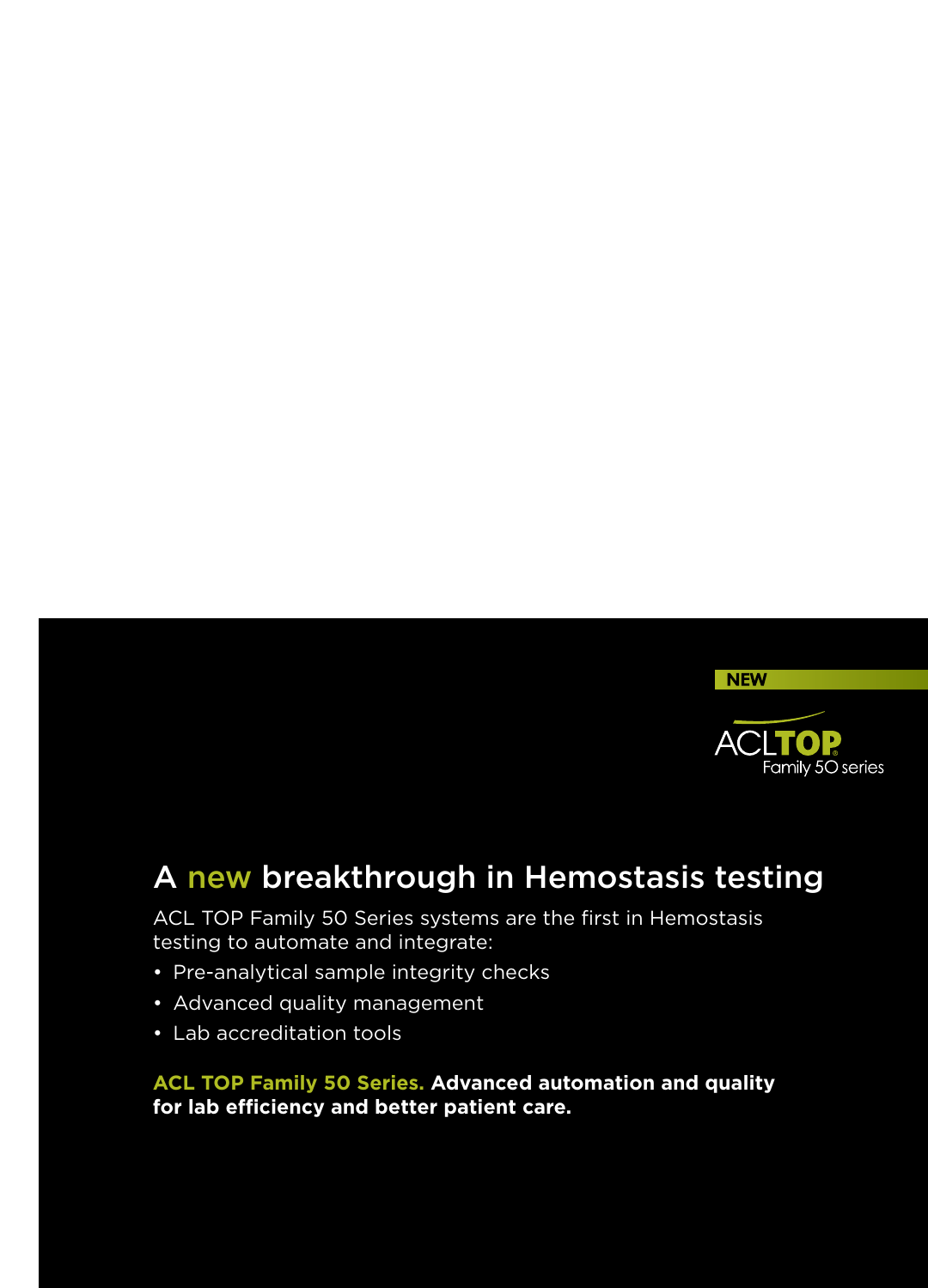**NEW**

ACL TOP®
Family 50 series

## A new breakthrough in Hemostasis testing

ACL TOP Family 50 Series systems are the first in Hemostasis testing to automate and integrate:

- Pre-analytical sample integrity checks
- Advanced quality management
- Lab accreditation tools

**ACL TOP Family 50 Series. Advanced automation and quality for lab efficiency and better patient care.**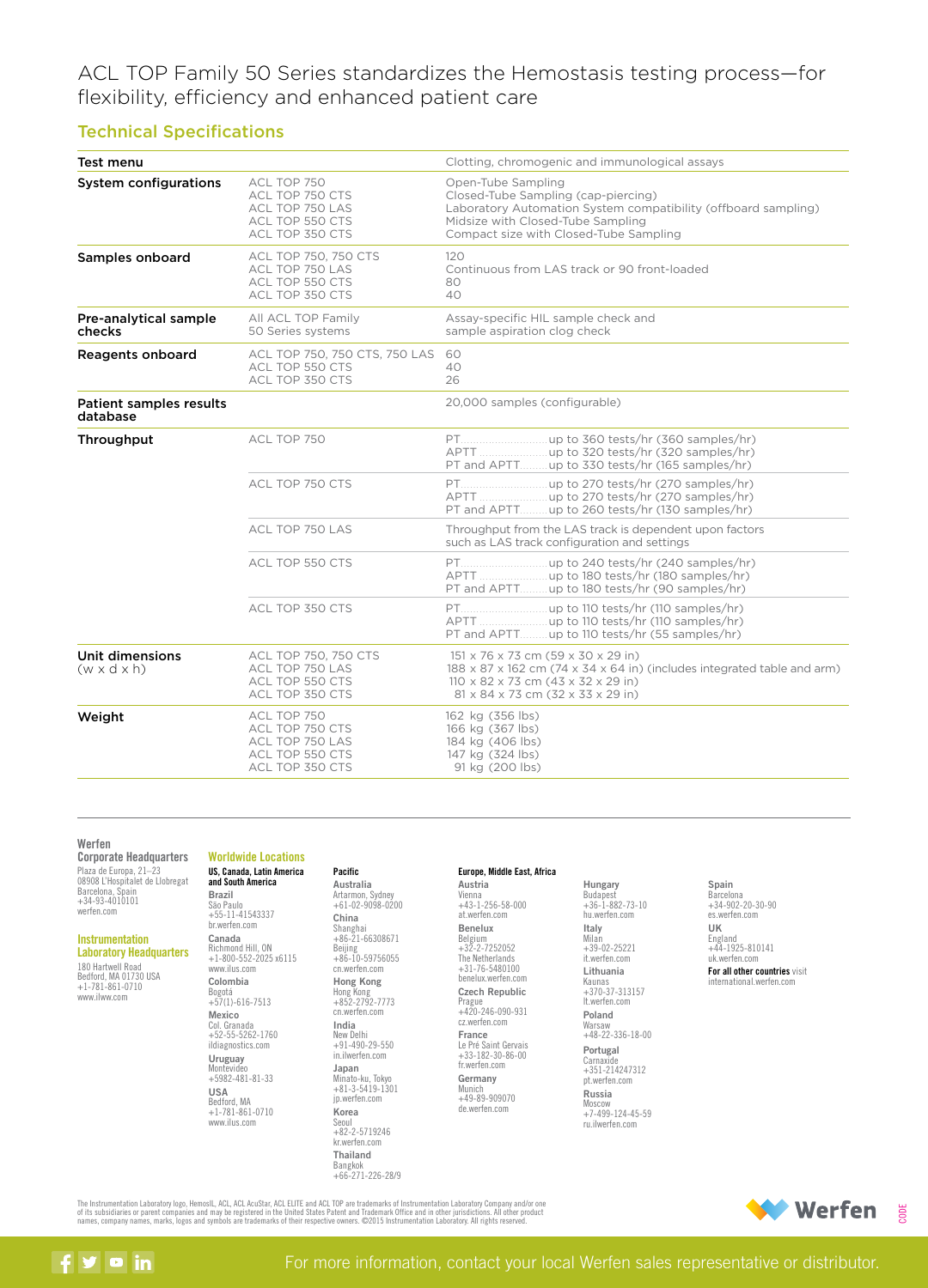# ACL TOP Family 50 Series standardizes the Hemostasis testing process—for flexibility, efficiency and enhanced patient care

## Technical Specifications

| | | |
|---|---|---|
| **Test menu** | | Clotting, chromogenic and immunological assays |
| **System configurations** | ACL TOP 750<br>ACL TOP 750 CTS<br>ACL TOP 750 LAS<br>ACL TOP 550 CTS<br>ACL TOP 350 CTS | Open-Tube Sampling<br>Closed-Tube Sampling (cap-piercing)<br>Laboratory Automation System compatibility (offboard sampling)<br>Midsize with Closed-Tube Sampling<br>Compact size with Closed-Tube Sampling |
| **Samples onboard** | ACL TOP 750, 750 CTS<br>ACL TOP 750 LAS<br>ACL TOP 550 CTS<br>ACL TOP 350 CTS | 120<br>Continuous from LAS track or 90 front-loaded<br>80<br>40 |
| **Pre-analytical sample checks** | All ACL TOP Family 50 Series systems | Assay-specific HIL sample check and sample aspiration clog check |
| **Reagents onboard** | ACL TOP 750, 750 CTS, 750 LAS<br>ACL TOP 550 CTS<br>ACL TOP 350 CTS | 60<br>40<br>26 |
| **Patient samples results database** | | 20,000 samples (configurable) |
| **Throughput** | ACL TOP 750 | PT up to 360 tests/hr (360 samples/hr)<br>APTT up to 320 tests/hr (320 samples/hr)<br>PT and APTT up to 330 tests/hr (165 samples/hr) |
| | ACL TOP 750 CTS | PT up to 270 tests/hr (270 samples/hr)<br>APTT up to 270 tests/hr (270 samples/hr)<br>PT and APTT up to 260 tests/hr (130 samples/hr) |
| | ACL TOP 750 LAS | Throughput from the LAS track is dependent upon factors such as LAS track configuration and settings |
| | ACL TOP 550 CTS | PT up to 240 tests/hr (240 samples/hr)<br>APTT up to 180 tests/hr (180 samples/hr)<br>PT and APTT up to 180 tests/hr (90 samples/hr) |
| | ACL TOP 350 CTS | PT up to 110 tests/hr (110 samples/hr)<br>APTT up to 110 tests/hr (110 samples/hr)<br>PT and APTT up to 110 tests/hr (55 samples/hr) |
| **Unit dimensions** (w x d x h) | ACL TOP 750, 750 CTS<br>ACL TOP 750 LAS<br>ACL TOP 550 CTS<br>ACL TOP 350 CTS | 151 x 76 x 73 cm (59 x 30 x 29 in)<br>188 x 87 x 162 cm (74 x 34 x 64 in) (includes integrated table and arm)<br>110 x 82 x 73 cm (43 x 32 x 29 in)<br>81 x 84 x 73 cm (32 x 33 x 29 in) |
| **Weight** | ACL TOP 750<br>ACL TOP 750 CTS<br>ACL TOP 750 LAS<br>ACL TOP 550 CTS<br>ACL TOP 350 CTS | 162 kg (356 lbs)<br>166 kg (367 lbs)<br>184 kg (406 lbs)<br>147 kg (324 lbs)<br>91 kg (200 lbs) |

**Werfen**
**Corporate Headquarters**
Plaza de Europa, 21–23
08908 L'Hospitalet de Llobregat
Barcelona, Spain
+34-93-4010101
werfen.com

**Instrumentation Laboratory Headquarters**
180 Hartwell Road
Bedford, MA 01730 USA
+1-781-861-0710
www.ilww.com

**Worldwide Locations**

**US, Canada, Latin America and South America**

**Brazil**
São Paulo
+55-11-41543337
br.werfen.com

**Canada**
Richmond Hill, ON
+1-800-552-2025 x6115
www.ilus.com

**Colombia**
Bogotá
+57(1)-616-7513

**Mexico**
Col. Granada
+52-55-5262-1760
ildiagnostics.com

**Uruguay**
Montevideo
+5982-481-81-33

**USA**
Bedford, MA
+1-781-861-0710
www.ilus.com

**Pacific**

**Australia**
Artarmon, Sydney
+61-02-9098-0200

**China**
Shanghai
+86-21-66308671
Beijing
+86-10-59756055
cn.werfen.com

**Hong Kong**
Hong Kong
+852-2792-7773
cn.werfen.com

**India**
New Delhi
+91-490-29-550
in.ilwerfen.com

**Japan**
Minato-ku, Tokyo
+81-3-5419-1301
jp.werfen.com

**Korea**
Seoul
+82-2-5719246
kr.werfen.com

**Thailand**
Bangkok
+66-271-226-28/9

**Europe, Middle East, Africa**

**Austria**
Vienna
+43-1-256-58-000
at.werfen.com

**Benelux**
Belgium
+32-2-7252052
The Netherlands
+31-76-5480100
benelux.werfen.com

**Czech Republic**
Prague
+420-246-090-931
cz.werfen.com

**France**
Le Pré Saint Gervais
+33-182-30-86-00
fr.werfen.com

**Germany**
Munich
+49-89-909070
de.werfen.com

**Hungary**
Budapest
+36-1-882-73-10
hu.werfen.com

**Italy**
Milan
+39-02-25221
it.werfen.com

**Lithuania**
Kaunas
+370-37-313157
lt.werfen.com

**Poland**
Warsaw
+48-22-336-18-00

**Portugal**
Carnaxide
+351-214247312
pt.werfen.com

**Russia**
Moscow
+7-499-124-45-59
ru.ilwerfen.com

**Spain**
Barcelona
+34-902-20-30-90
es.werfen.com

**UK**
England
+44-1925-810141
uk.werfen.com

**For all other countries** visit international.werfen.com

The Instrumentation Laboratory logo, HemosIL, ACL, ACL AcuStar, ACL ELITE and ACL TOP are trademarks of Instrumentation Laboratory Company and/or one of its subsidiaries or parent companies and may be registered in the United States Patent and Trademark Office and in other jurisdictions. All other product names, company names, marks, logos and symbols are trademarks of their respective owners. ©2015 Instrumentation Laboratory. All rights reserved.

Werfen

CODE

For more information, contact your local Werfen sales representative or distributor.